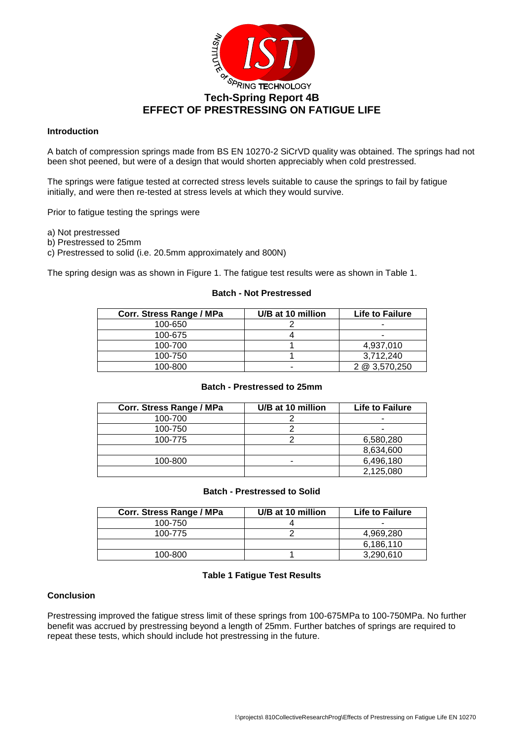INSTITUTE of SPRING TECHNOLOGY

# Tech-Spring Report 4B
# EFFECT OF PRESTRESSING ON FATIGUE LIFE

## Introduction

A batch of compression springs made from BS EN 10270-2 SiCrVD quality was obtained. The springs had not been shot peened, but were of a design that would shorten appreciably when cold prestressed.

The springs were fatigue tested at corrected stress levels suitable to cause the springs to fail by fatigue initially, and were then re-tested at stress levels at which they would survive.

Prior to fatigue testing the springs were

a) Not prestressed
b) Prestressed to 25mm
c) Prestressed to solid (i.e. 20.5mm approximately and 800N)

The spring design was as shown in Figure 1. The fatigue test results were as shown in Table 1.

**Batch - Not Prestressed**

| Corr. Stress Range / MPa | U/B at 10 million | Life to Failure |
|---|---|---|
| 100-650 | 2 | - |
| 100-675 | 4 | - |
| 100-700 | 1 | 4,937,010 |
| 100-750 | 1 | 3,712,240 |
| 100-800 | - | 2 @ 3,570,250 |

**Batch - Prestressed to 25mm**

| Corr. Stress Range / MPa | U/B at 10 million | Life to Failure |
|---|---|---|
| 100-700 | 2 | - |
| 100-750 | 2 | - |
| 100-775 | 2 | 6,580,280 |
| | | 8,634,600 |
| 100-800 | - | 6,496,180 |
| | | 2,125,080 |

**Batch - Prestressed to Solid**

| Corr. Stress Range / MPa | U/B at 10 million | Life to Failure |
|---|---|---|
| 100-750 | 4 | - |
| 100-775 | 2 | 4,969,280 |
| | | 6,186,110 |
| 100-800 | 1 | 3,290,610 |

**Table 1 Fatigue Test Results**

## Conclusion

Prestressing improved the fatigue stress limit of these springs from 100-675MPa to 100-750MPa. No further benefit was accrued by prestressing beyond a length of 25mm. Further batches of springs are required to repeat these tests, which should include hot prestressing in the future.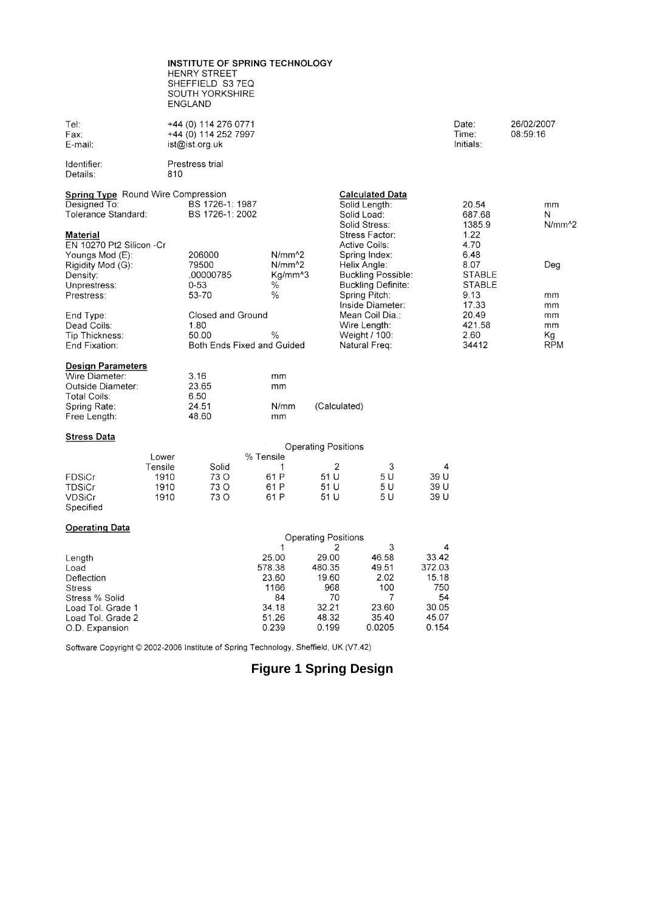**INSTITUTE OF SPRING TECHNOLOGY**
HENRY STREET
SHEFFIELD S3 7EQ
SOUTH YORKSHIRE
ENGLAND

| | | | |
|---|---|---|---|
| Tel: | +44 (0) 114 276 0771 | Date: | 26/02/2007 |
| Fax: | +44 (0) 114 252 7997 | Time: | 08:59:16 |
| E-mail: | ist@ist.org.uk | Initials: | |

Identifier: Prestress trial
Details: 810

**Spring Type** Round Wire Compression

| | | |
|---|---|---|
| Designed To: | BS 1726-1: 1987 | |
| Tolerance Standard: | BS 1726-1: 2002 | |

**Material**
EN 10270 Pt2 Silicon -Cr

| | | |
|---|---|---|
| Youngs Mod (E): | 206000 | N/mm^2 |
| Rigidity Mod (G): | 79500 | N/mm^2 |
| Density: | .00000785 | Kg/mm^3 |
| Unprestress: | 0-53 | % |
| Prestress: | 53-70 | % |
| End Type: | Closed and Ground | |
| Dead Coils: | 1.80 | |
| Tip Thickness: | 50.00 | % |
| End Fixation: | Both Ends Fixed and Guided | |

**Calculated Data**

| | | |
|---|---|---|
| Solid Length: | 20.54 | mm |
| Solid Load: | 687.68 | N |
| Solid Stress: | 1385.9 | N/mm^2 |
| Stress Factor: | 1.22 | |
| Active Coils: | 4.70 | |
| Spring Index: | 6.48 | |
| Helix Angle: | 8.07 | Deg |
| Buckling Possible: | STABLE | |
| Buckling Definite: | STABLE | |
| Spring Pitch: | 9.13 | mm |
| Inside Diameter: | 17.33 | mm |
| Mean Coil Dia.: | 20.49 | mm |
| Wire Length: | 421.58 | mm |
| Weight / 100: | 2.60 | Kg |
| Natural Freq: | 34412 | RPM |

**Design Parameters**

| | | | |
|---|---|---|---|
| Wire Diameter: | 3.16 | mm | |
| Outside Diameter: | 23.65 | mm | |
| Total Coils: | 6.50 | | |
| Spring Rate: | 24.51 | N/mm | (Calculated) |
| Free Length: | 48.60 | mm | |

**Stress Data**

| | Lower Tensile | Solid | % Tensile Operating Positions 1 | 2 | 3 | 4 |
|---|---|---|---|---|---|---|
| FDSiCr | 1910 | 73 O | 61 P | 51 U | 5 U | 39 U |
| TDSiCr | 1910 | 73 O | 61 P | 51 U | 5 U | 39 U |
| VDSiCr | 1910 | 73 O | 61 P | 51 U | 5 U | 39 U |
| Specified | | | | | | |

**Operating Data**

| | Operating Positions 1 | 2 | 3 | 4 |
|---|---|---|---|---|
| Length | 25.00 | 29.00 | 46.58 | 33.42 |
| Load | 578.38 | 480.35 | 49.51 | 372.03 |
| Deflection | 23.60 | 19.60 | 2.02 | 15.18 |
| Stress | 1166 | 968 | 100 | 750 |
| Stress % Solid | 84 | 70 | 7 | 54 |
| Load Tol. Grade 1 | 34.18 | 32.21 | 23.60 | 30.05 |
| Load Tol. Grade 2 | 51.26 | 48.32 | 35.40 | 45.07 |
| O.D. Expansion | 0.239 | 0.199 | 0.0205 | 0.154 |

Software Copyright © 2002-2006 Institute of Spring Technology, Sheffield, UK (V7.42)

**Figure 1 Spring Design**